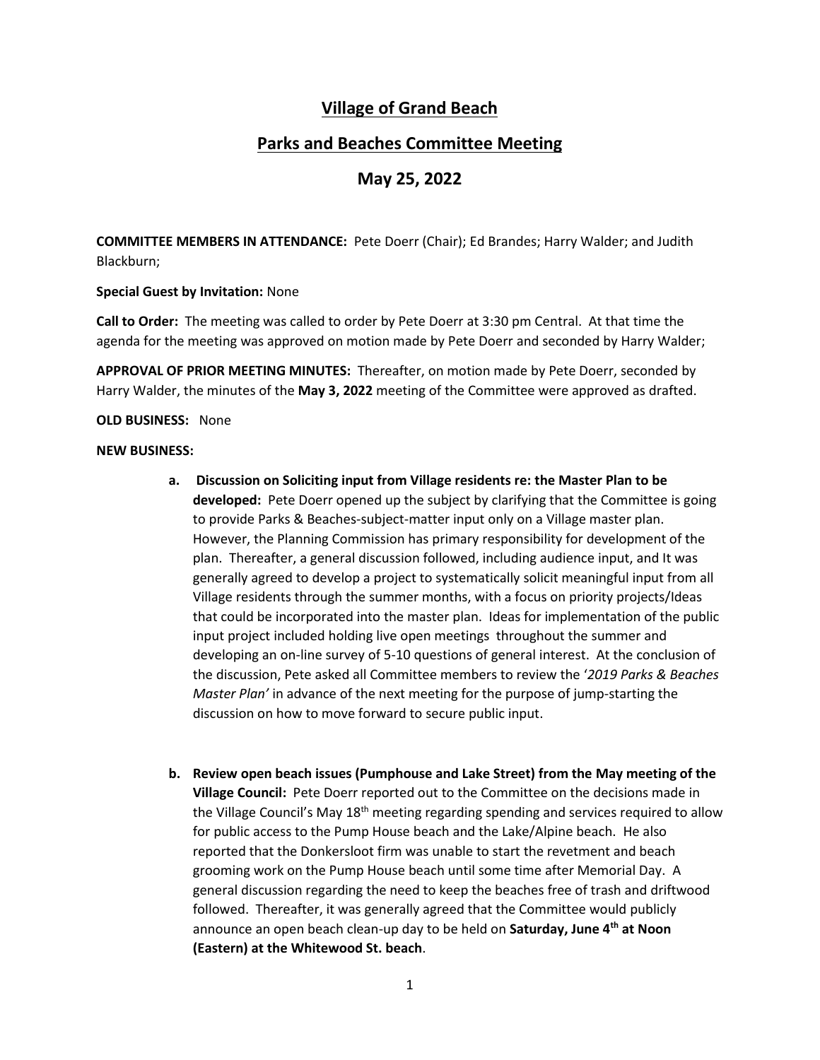# Village of Grand Beach

## Parks and Beaches Committee Meeting

## May 25, 2022

**COMMITTEE MEMBERS IN ATTENDANCE:** Pete Doerr (Chair); Ed Brandes; Harry Walder; and Judith Blackburn;

**Special Guest by Invitation:** None

**Call to Order:** The meeting was called to order by Pete Doerr at 3:30 pm Central. At that time the agenda for the meeting was approved on motion made by Pete Doerr and seconded by Harry Walder;

**APPROVAL OF PRIOR MEETING MINUTES:** Thereafter, on motion made by Pete Doerr, seconded by Harry Walder, the minutes of the **May 3, 2022** meeting of the Committee were approved as drafted.

**OLD BUSINESS:** None

**NEW BUSINESS:**

a. **Discussion on Soliciting input from Village residents re: the Master Plan to be developed:** Pete Doerr opened up the subject by clarifying that the Committee is going to provide Parks & Beaches-subject-matter input only on a Village master plan. However, the Planning Commission has primary responsibility for development of the plan. Thereafter, a general discussion followed, including audience input, and It was generally agreed to develop a project to systematically solicit meaningful input from all Village residents through the summer months, with a focus on priority projects/Ideas that could be incorporated into the master plan. Ideas for implementation of the public input project included holding live open meetings throughout the summer and developing an on-line survey of 5-10 questions of general interest. At the conclusion of the discussion, Pete asked all Committee members to review the '*2019 Parks & Beaches Master Plan'* in advance of the next meeting for the purpose of jump-starting the discussion on how to move forward to secure public input.

b. **Review open beach issues (Pumphouse and Lake Street) from the May meeting of the Village Council:** Pete Doerr reported out to the Committee on the decisions made in the Village Council's May 18th meeting regarding spending and services required to allow for public access to the Pump House beach and the Lake/Alpine beach. He also reported that the Donkersloot firm was unable to start the revetment and beach grooming work on the Pump House beach until some time after Memorial Day. A general discussion regarding the need to keep the beaches free of trash and driftwood followed. Thereafter, it was generally agreed that the Committee would publicly announce an open beach clean-up day to be held on **Saturday, June 4th at Noon (Eastern) at the Whitewood St. beach**.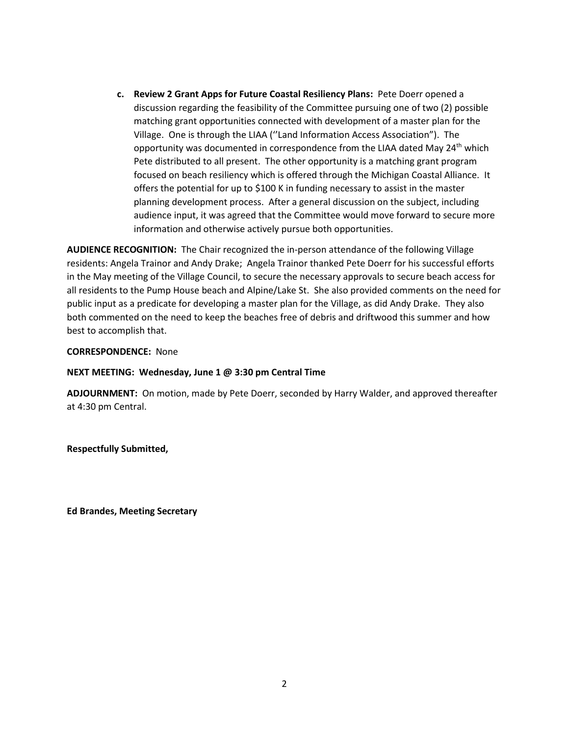c. **Review 2 Grant Apps for Future Coastal Resiliency Plans:** Pete Doerr opened a discussion regarding the feasibility of the Committee pursuing one of two (2) possible matching grant opportunities connected with development of a master plan for the Village. One is through the LIAA (''Land Information Access Association"). The opportunity was documented in correspondence from the LIAA dated May 24th which Pete distributed to all present. The other opportunity is a matching grant program focused on beach resiliency which is offered through the Michigan Coastal Alliance. It offers the potential for up to $100 K in funding necessary to assist in the master planning development process. After a general discussion on the subject, including audience input, it was agreed that the Committee would move forward to secure more information and otherwise actively pursue both opportunities.

**AUDIENCE RECOGNITION:** The Chair recognized the in-person attendance of the following Village residents: Angela Trainor and Andy Drake; Angela Trainor thanked Pete Doerr for his successful efforts in the May meeting of the Village Council, to secure the necessary approvals to secure beach access for all residents to the Pump House beach and Alpine/Lake St. She also provided comments on the need for public input as a predicate for developing a master plan for the Village, as did Andy Drake. They also both commented on the need to keep the beaches free of debris and driftwood this summer and how best to accomplish that.

**CORRESPONDENCE:** None

**NEXT MEETING: Wednesday, June 1 @ 3:30 pm Central Time**

**ADJOURNMENT:** On motion, made by Pete Doerr, seconded by Harry Walder, and approved thereafter at 4:30 pm Central.

**Respectfully Submitted,**

**Ed Brandes, Meeting Secretary**